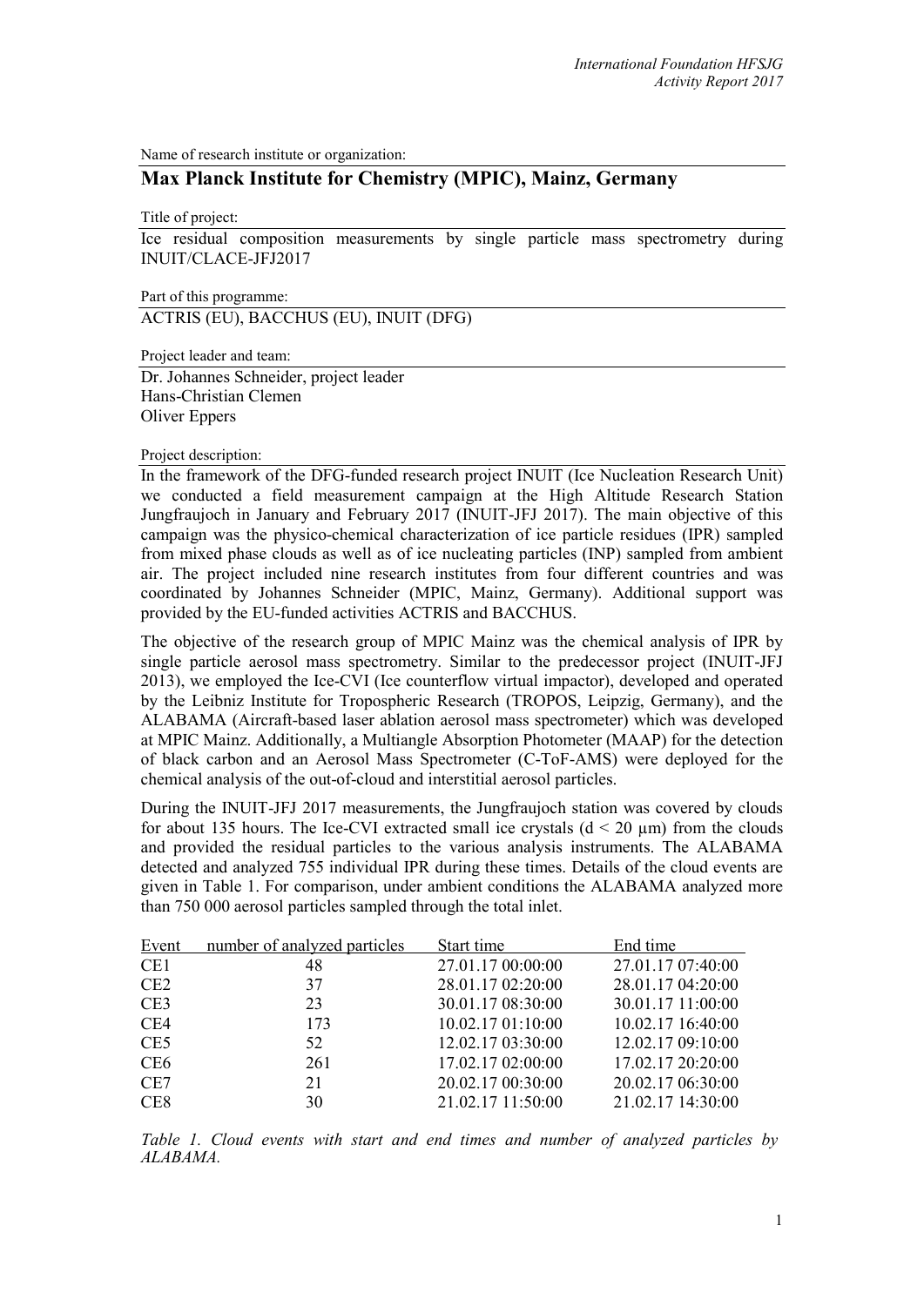Name of research institute or organization:

## Max Planck Institute for Chemistry (MPIC), Mainz, Germany

Title of project:

Ice residual composition measurements by single particle mass spectrometry during INUIT/CLACE-JFJ2017

Part of this programme:

ACTRIS (EU), BACCHUS (EU), INUIT (DFG)

Project leader and team:

Dr. Johannes Schneider, project leader
Hans-Christian Clemen
Oliver Eppers

Project description:

In the framework of the DFG-funded research project INUIT (Ice Nucleation Research Unit) we conducted a field measurement campaign at the High Altitude Research Station Jungfraujoch in January and February 2017 (INUIT-JFJ 2017). The main objective of this campaign was the physico-chemical characterization of ice particle residues (IPR) sampled from mixed phase clouds as well as of ice nucleating particles (INP) sampled from ambient air. The project included nine research institutes from four different countries and was coordinated by Johannes Schneider (MPIC, Mainz, Germany). Additional support was provided by the EU-funded activities ACTRIS and BACCHUS.

The objective of the research group of MPIC Mainz was the chemical analysis of IPR by single particle aerosol mass spectrometry. Similar to the predecessor project (INUIT-JFJ 2013), we employed the Ice-CVI (Ice counterflow virtual impactor), developed and operated by the Leibniz Institute for Tropospheric Research (TROPOS, Leipzig, Germany), and the ALABAMA (Aircraft-based laser ablation aerosol mass spectrometer) which was developed at MPIC Mainz. Additionally, a Multiangle Absorption Photometer (MAAP) for the detection of black carbon and an Aerosol Mass Spectrometer (C-ToF-AMS) were deployed for the chemical analysis of the out-of-cloud and interstitial aerosol particles.

During the INUIT-JFJ 2017 measurements, the Jungfraujoch station was covered by clouds for about 135 hours. The Ice-CVI extracted small ice crystals ($d < 20$ µm) from the clouds and provided the residual particles to the various analysis instruments. The ALABAMA detected and analyzed 755 individual IPR during these times. Details of the cloud events are given in Table 1. For comparison, under ambient conditions the ALABAMA analyzed more than 750 000 aerosol particles sampled through the total inlet.

| Event | number of analyzed particles | Start time | End time |
|---|---|---|---|
| CE1 | 48 | 27.01.17 00:00:00 | 27.01.17 07:40:00 |
| CE2 | 37 | 28.01.17 02:20:00 | 28.01.17 04:20:00 |
| CE3 | 23 | 30.01.17 08:30:00 | 30.01.17 11:00:00 |
| CE4 | 173 | 10.02.17 01:10:00 | 10.02.17 16:40:00 |
| CE5 | 52 | 12.02.17 03:30:00 | 12.02.17 09:10:00 |
| CE6 | 261 | 17.02.17 02:00:00 | 17.02.17 20:20:00 |
| CE7 | 21 | 20.02.17 00:30:00 | 20.02.17 06:30:00 |
| CE8 | 30 | 21.02.17 11:50:00 | 21.02.17 14:30:00 |

*Table 1. Cloud events with start and end times and number of analyzed particles by ALABAMA.*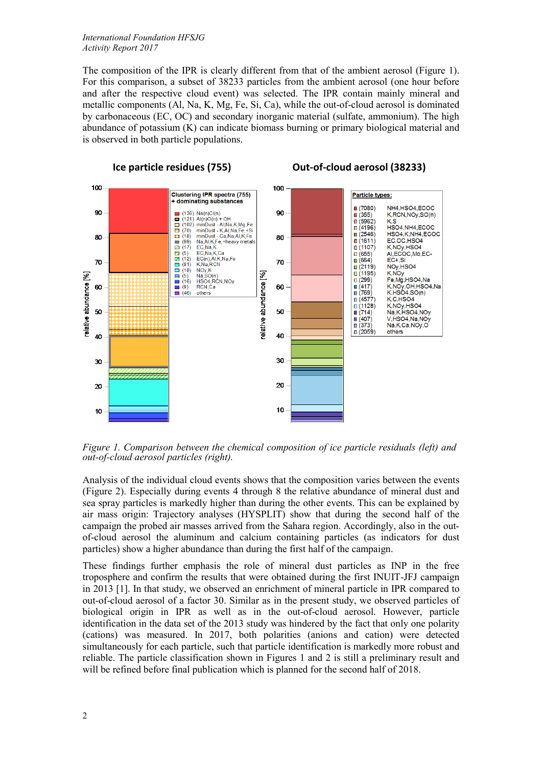The composition of the IPR is clearly different from that of the ambient aerosol (Figure 1). For this comparison, a subset of 38233 particles from the ambient aerosol (one hour before and after the respective cloud event) was selected. The IPR contain mainly mineral and metallic components (Al, Na, K, Mg, Fe, Si, Ca), while the out-of-cloud aerosol is dominated by carbonaceous (EC, OC) and secondary inorganic material (sulfate, ammonium). The high abundance of potassium (K) can indicate biomass burning or primary biological material and is observed in both particle populations.

*Figure 1. Comparison between the chemical composition of ice particle residuals (left) and out-of-cloud aerosol particles (right).*

Analysis of the individual cloud events shows that the composition varies between the events (Figure 2). Especially during events 4 through 8 the relative abundance of mineral dust and sea spray particles is markedly higher than during the other events. This can be explained by air mass origin: Trajectory analyses (HYSPLIT) show that during the second half of the campaign the probed air masses arrived from the Sahara region. Accordingly, also in the out-of-cloud aerosol the aluminum and calcium containing particles (as indicators for dust particles) show a higher abundance than during the first half of the campaign.

These findings further emphasis the role of mineral dust particles as INP in the free troposphere and confirm the results that were obtained during the first INUIT-JFJ campaign in 2013 [1]. In that study, we observed an enrichment of mineral particle in IPR compared to out-of-cloud aerosol of a factor 30. Similar as in the present study, we observed particles of biological origin in IPR as well as in the out-of-cloud aerosol. However, particle identification in the data set of the 2013 study was hindered by the fact that only one polarity (cations) was measured. In 2017, both polarities (anions and cation) were detected simultaneously for each particle, such that particle identification is markedly more robust and reliable. The particle classification shown in Figures 1 and 2 is still a preliminary result and will be refined before final publication which is planned for the second half of 2018.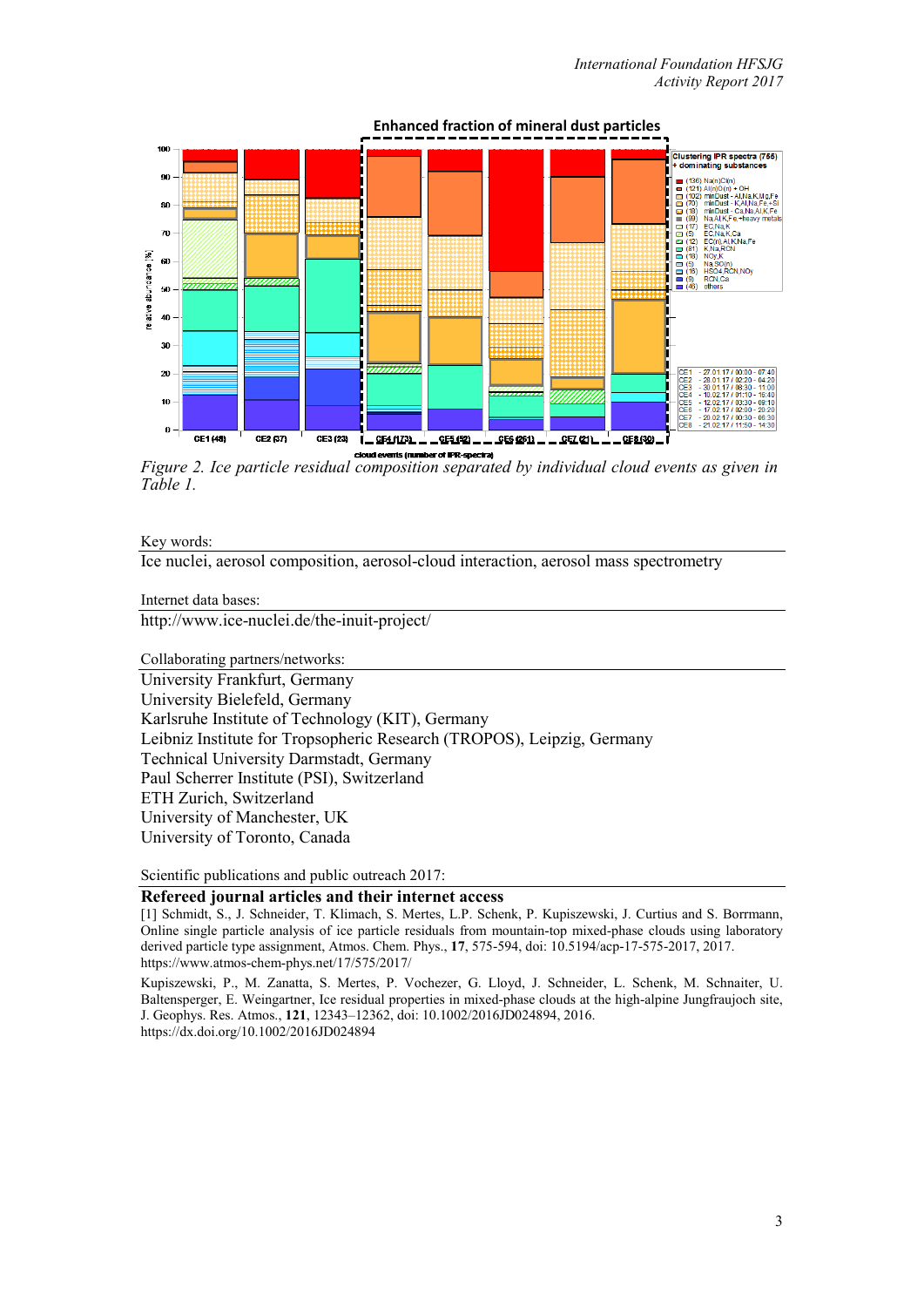*Figure 2. Ice particle residual composition separated by individual cloud events as given in Table 1.*

Key words:

Ice nuclei, aerosol composition, aerosol-cloud interaction, aerosol mass spectrometry

Internet data bases:

http://www.ice-nuclei.de/the-inuit-project/

Collaborating partners/networks:

University Frankfurt, Germany
University Bielefeld, Germany
Karlsruhe Institute of Technology (KIT), Germany
Leibniz Institute for Tropospheric Research (TROPOS), Leipzig, Germany
Technical University Darmstadt, Germany
Paul Scherrer Institute (PSI), Switzerland
ETH Zurich, Switzerland
University of Manchester, UK
University of Toronto, Canada

Scientific publications and public outreach 2017:

**Refereed journal articles and their internet access**

[1] Schmidt, S., J. Schneider, T. Klimach, S. Mertes, L.P. Schenk, P. Kupiszewski, J. Curtius and S. Borrmann, Online single particle analysis of ice particle residuals from mountain-top mixed-phase clouds using laboratory derived particle type assignment, Atmos. Chem. Phys., **17**, 575-594, doi: 10.5194/acp-17-575-2017, 2017.
https://www.atmos-chem-phys.net/17/575/2017/

Kupiszewski, P., M. Zanatta, S. Mertes, P. Vochezer, G. Lloyd, J. Schneider, L. Schenk, M. Schnaiter, U. Baltensperger, E. Weingartner, Ice residual properties in mixed-phase clouds at the high-alpine Jungfraujoch site, J. Geophys. Res. Atmos., **121**, 12343–12362, doi: 10.1002/2016JD024894, 2016.
https://dx.doi.org/10.1002/2016JD024894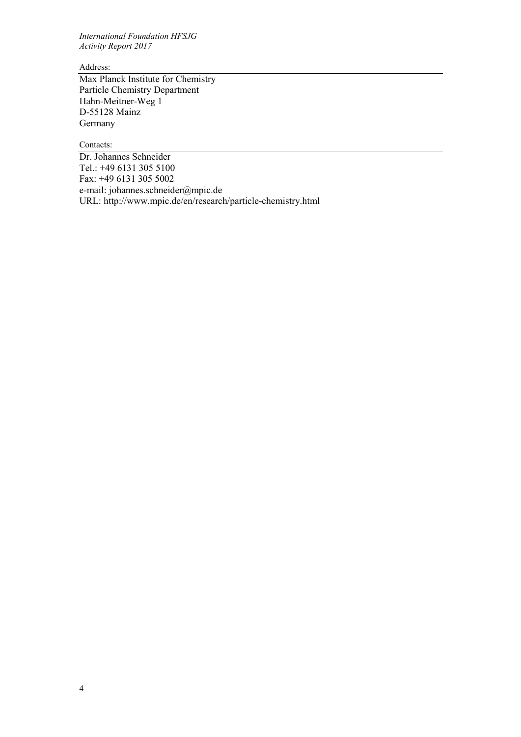Address:

Max Planck Institute for Chemistry
Particle Chemistry Department
Hahn-Meitner-Weg 1
D-55128 Mainz
Germany

Contacts:

Dr. Johannes Schneider
Tel.: +49 6131 305 5100
Fax: +49 6131 305 5002
e-mail: johannes.schneider@mpic.de
URL: http://www.mpic.de/en/research/particle-chemistry.html